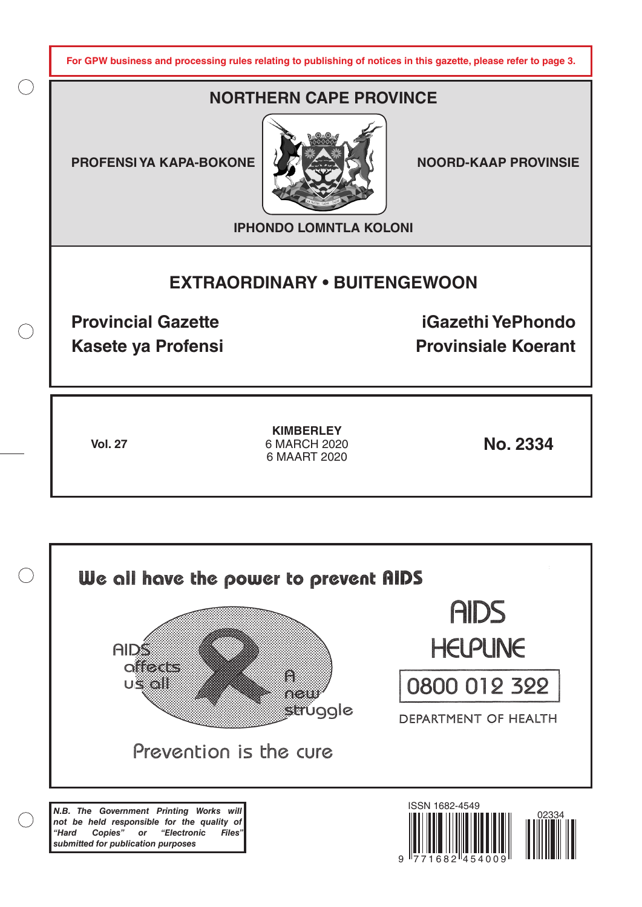**For GPW business and processing rules relating to publishing of notices in this gazette, please refer to page 3.**

# NORTHERN CAPE PROVINCE

**PROFENSI YA KAPA-BOKONE** | **NOORD-KAAP PROVINSIE**

**IPHONDO LOMNTLA KOLONI**

## EXTRAORDINARY • BUITENGEWOON

**Provincial Gazette**
**Kasete ya Profensi**

**iGazethi YePhondo**
**Provinsiale Koerant**

**Vol. 27**

**KIMBERLEY**
6 MARCH 2020
6 MAART 2020

**No. 2334**

We all have the power to prevent AIDS

AIDS affects us all

A new struggle

Prevention is the cure

AIDS HELPLINE

0800 012 322

DEPARTMENT OF HEALTH

***N.B. The Government Printing Works will not be held responsible for the quality of "Hard Copies" or "Electronic Files" submitted for publication purposes***

ISSN 1682-4549

02334

9 771682 454009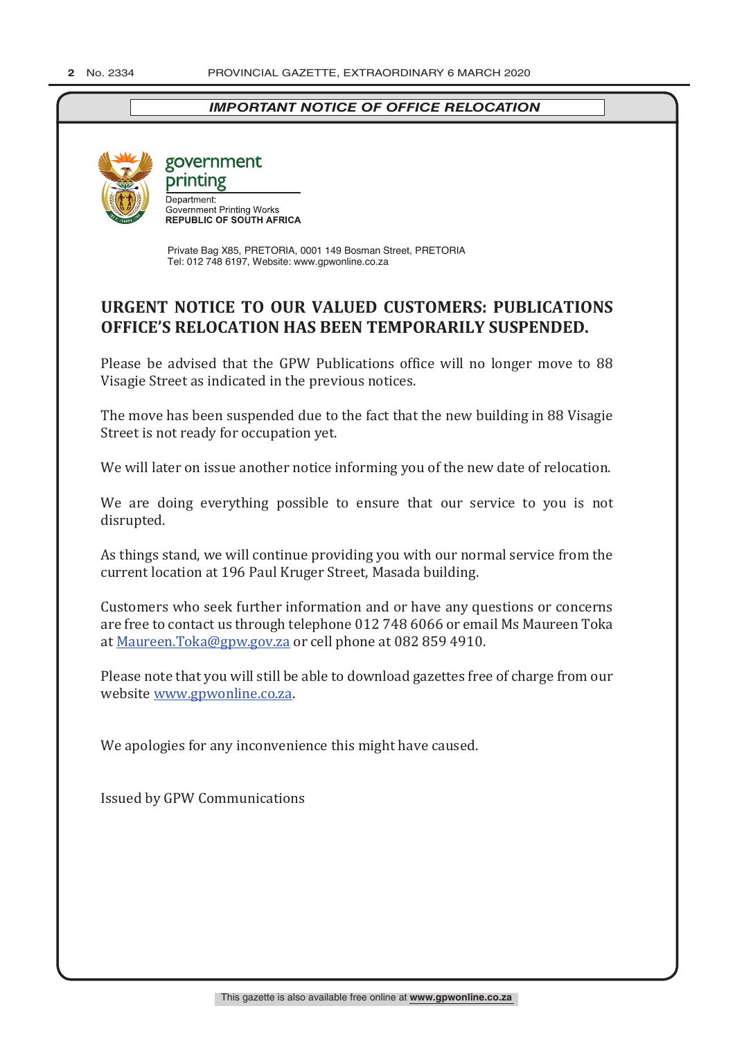*IMPORTANT NOTICE OF OFFICE RELOCATION*

government printing

Department:
Government Printing Works
**REPUBLIC OF SOUTH AFRICA**

Private Bag X85, PRETORIA, 0001 149 Bosman Street, PRETORIA
Tel: 012 748 6197, Website: www.gpwonline.co.za

## URGENT NOTICE TO OUR VALUED CUSTOMERS: PUBLICATIONS OFFICE'S RELOCATION HAS BEEN TEMPORARILY SUSPENDED.

Please be advised that the GPW Publications office will no longer move to 88 Visagie Street as indicated in the previous notices.

The move has been suspended due to the fact that the new building in 88 Visagie Street is not ready for occupation yet.

We will later on issue another notice informing you of the new date of relocation.

We are doing everything possible to ensure that our service to you is not disrupted.

As things stand, we will continue providing you with our normal service from the current location at 196 Paul Kruger Street, Masada building.

Customers who seek further information and or have any questions or concerns are free to contact us through telephone 012 748 6066 or email Ms Maureen Toka at Maureen.Toka@gpw.gov.za or cell phone at 082 859 4910.

Please note that you will still be able to download gazettes free of charge from our website www.gpwonline.co.za.

We apologies for any inconvenience this might have caused.

Issued by GPW Communications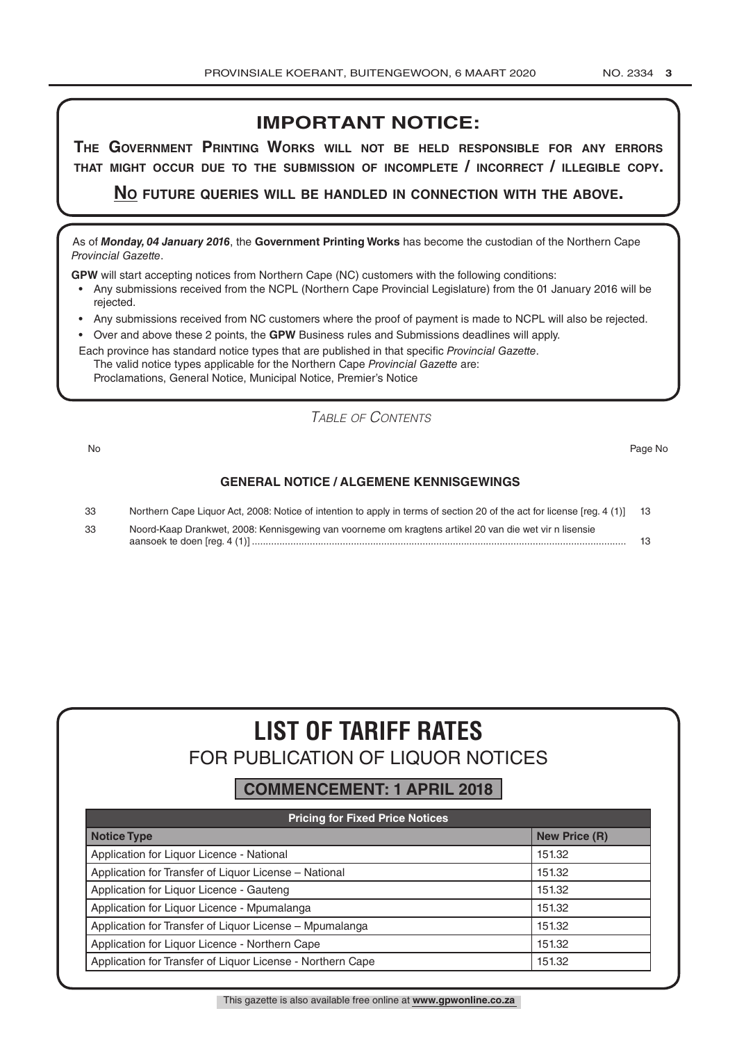## IMPORTANT NOTICE:

**THE GOVERNMENT PRINTING WORKS WILL NOT BE HELD RESPONSIBLE FOR ANY ERRORS THAT MIGHT OCCUR DUE TO THE SUBMISSION OF INCOMPLETE / INCORRECT / ILLEGIBLE COPY.**

**NO FUTURE QUERIES WILL BE HANDLED IN CONNECTION WITH THE ABOVE.**

As of ***Monday, 04 January 2016***, the **Government Printing Works** has become the custodian of the Northern Cape *Provincial Gazette*.

**GPW** will start accepting notices from Northern Cape (NC) customers with the following conditions:

- Any submissions received from the NCPL (Northern Cape Provincial Legislature) from the 01 January 2016 will be rejected.
- Any submissions received from NC customers where the proof of payment is made to NCPL will also be rejected.
- Over and above these 2 points, the **GPW** Business rules and Submissions deadlines will apply.

Each province has standard notice types that are published in that specific *Provincial Gazette*.
The valid notice types applicable for the Northern Cape *Provincial Gazette* are:
Proclamations, General Notice, Municipal Notice, Premier's Notice

*TABLE OF CONTENTS*

| No | | Page No |
|---|---|---|
| | **GENERAL NOTICE / ALGEMENE KENNISGEWINGS** | |
| 33 | Northern Cape Liquor Act, 2008: Notice of intention to apply in terms of section 20 of the act for license [reg. 4 (1)] | 13 |
| 33 | Noord-Kaap Drankwet, 2008: Kennisgewing van voorneme om kragtens artikel 20 van die wet vir n lisensie aansoek te doen [reg. 4 (1)] | 13 |

# LIST OF TARIFF RATES

## FOR PUBLICATION OF LIQUOR NOTICES

**COMMENCEMENT: 1 APRIL 2018**

| Pricing for Fixed Price Notices | |
|---|---|
| **Notice Type** | **New Price (R)** |
| Application for Liquor Licence - National | 151.32 |
| Application for Transfer of Liquor License – National | 151.32 |
| Application for Liquor Licence - Gauteng | 151.32 |
| Application for Liquor Licence - Mpumalanga | 151.32 |
| Application for Transfer of Liquor License – Mpumalanga | 151.32 |
| Application for Liquor Licence - Northern Cape | 151.32 |
| Application for Transfer of Liquor License - Northern Cape | 151.32 |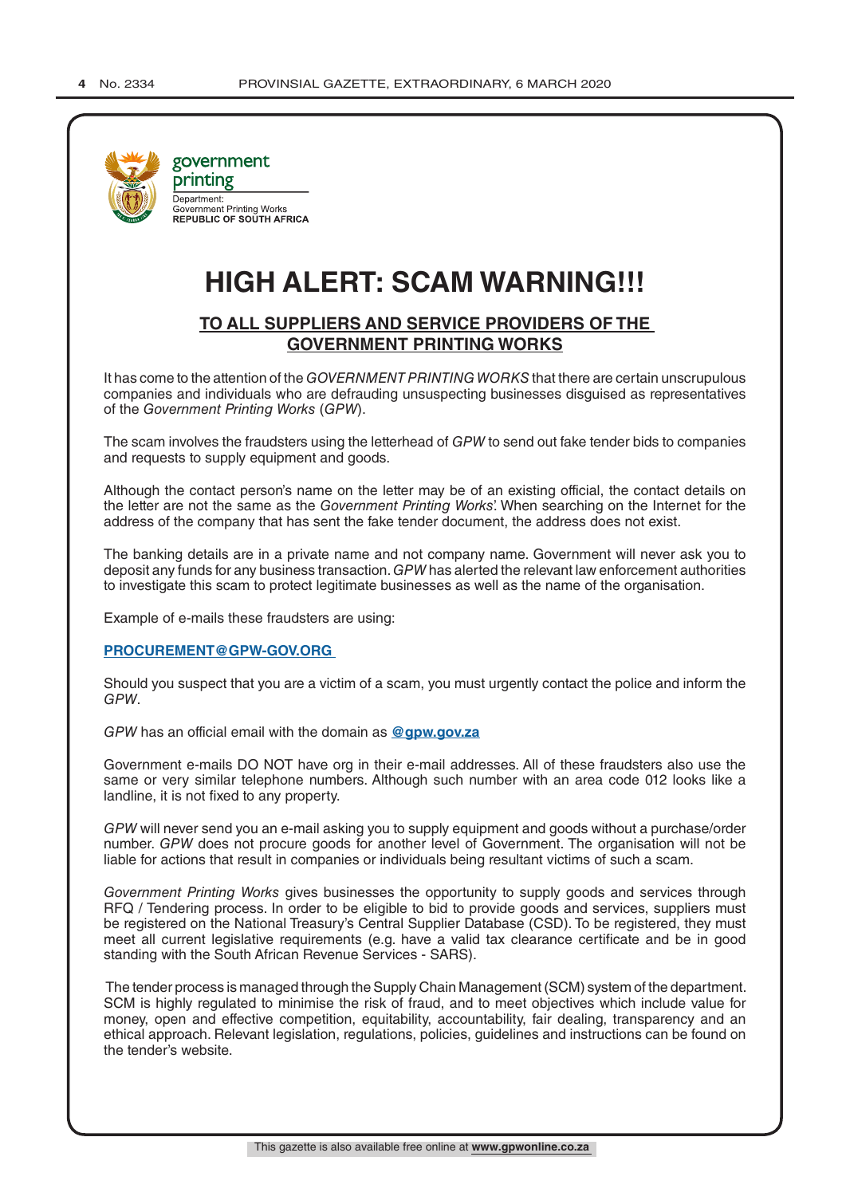government printing

Department:
Government Printing Works
**REPUBLIC OF SOUTH AFRICA**

# HIGH ALERT: SCAM WARNING!!!

## TO ALL SUPPLIERS AND SERVICE PROVIDERS OF THE GOVERNMENT PRINTING WORKS

It has come to the attention of the *GOVERNMENT PRINTING WORKS* that there are certain unscrupulous companies and individuals who are defrauding unsuspecting businesses disguised as representatives of the *Government Printing Works* (*GPW*).

The scam involves the fraudsters using the letterhead of *GPW* to send out fake tender bids to companies and requests to supply equipment and goods.

Although the contact person's name on the letter may be of an existing official, the contact details on the letter are not the same as the *Government Printing Works*'. When searching on the Internet for the address of the company that has sent the fake tender document, the address does not exist.

The banking details are in a private name and not company name. Government will never ask you to deposit any funds for any business transaction. *GPW* has alerted the relevant law enforcement authorities to investigate this scam to protect legitimate businesses as well as the name of the organisation.

Example of e-mails these fraudsters are using:

**PROCUREMENT@GPW-GOV.ORG**

Should you suspect that you are a victim of a scam, you must urgently contact the police and inform the *GPW*.

*GPW* has an official email with the domain as **@gpw.gov.za**

Government e-mails DO NOT have org in their e-mail addresses. All of these fraudsters also use the same or very similar telephone numbers. Although such number with an area code 012 looks like a landline, it is not fixed to any property.

*GPW* will never send you an e-mail asking you to supply equipment and goods without a purchase/order number. *GPW* does not procure goods for another level of Government. The organisation will not be liable for actions that result in companies or individuals being resultant victims of such a scam.

*Government Printing Works* gives businesses the opportunity to supply goods and services through RFQ / Tendering process. In order to be eligible to bid to provide goods and services, suppliers must be registered on the National Treasury's Central Supplier Database (CSD). To be registered, they must meet all current legislative requirements (e.g. have a valid tax clearance certificate and be in good standing with the South African Revenue Services - SARS).

The tender process is managed through the Supply Chain Management (SCM) system of the department. SCM is highly regulated to minimise the risk of fraud, and to meet objectives which include value for money, open and effective competition, equitability, accountability, fair dealing, transparency and an ethical approach. Relevant legislation, regulations, policies, guidelines and instructions can be found on the tender's website.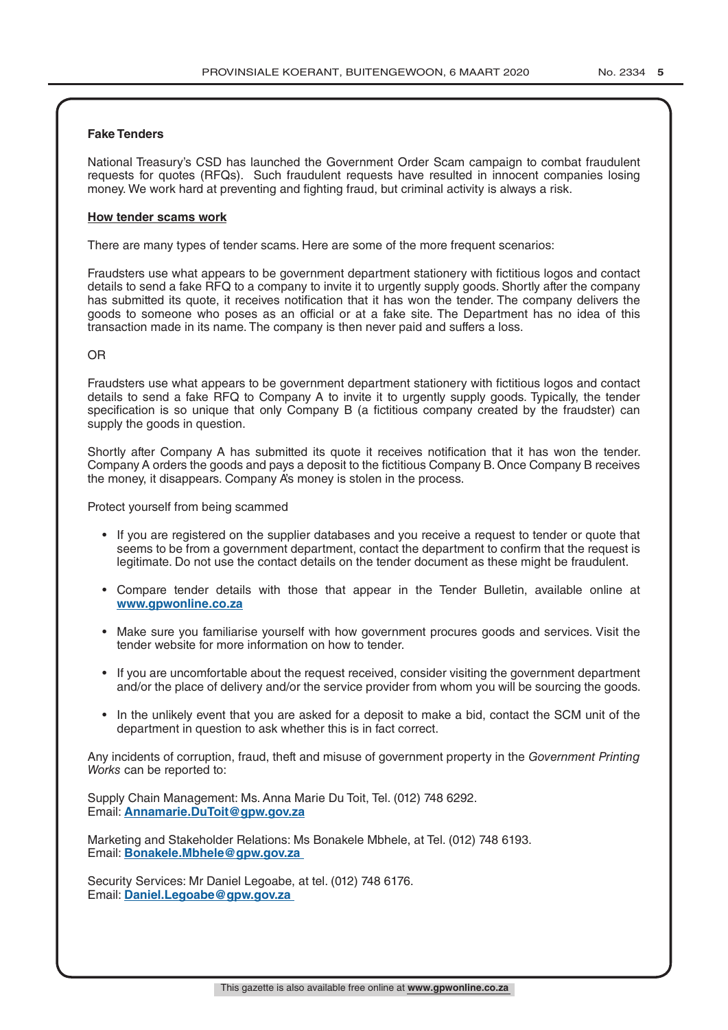**Fake Tenders**

National Treasury's CSD has launched the Government Order Scam campaign to combat fraudulent requests for quotes (RFQs). Such fraudulent requests have resulted in innocent companies losing money. We work hard at preventing and fighting fraud, but criminal activity is always a risk.

**How tender scams work**

There are many types of tender scams. Here are some of the more frequent scenarios:

Fraudsters use what appears to be government department stationery with fictitious logos and contact details to send a fake RFQ to a company to invite it to urgently supply goods. Shortly after the company has submitted its quote, it receives notification that it has won the tender. The company delivers the goods to someone who poses as an official or at a fake site. The Department has no idea of this transaction made in its name. The company is then never paid and suffers a loss.

OR

Fraudsters use what appears to be government department stationery with fictitious logos and contact details to send a fake RFQ to Company A to invite it to urgently supply goods. Typically, the tender specification is so unique that only Company B (a fictitious company created by the fraudster) can supply the goods in question.

Shortly after Company A has submitted its quote it receives notification that it has won the tender. Company A orders the goods and pays a deposit to the fictitious Company B. Once Company B receives the money, it disappears. Company A's money is stolen in the process.

Protect yourself from being scammed

- If you are registered on the supplier databases and you receive a request to tender or quote that seems to be from a government department, contact the department to confirm that the request is legitimate. Do not use the contact details on the tender document as these might be fraudulent.
- Compare tender details with those that appear in the Tender Bulletin, available online at **www.gpwonline.co.za**
- Make sure you familiarise yourself with how government procures goods and services. Visit the tender website for more information on how to tender.
- If you are uncomfortable about the request received, consider visiting the government department and/or the place of delivery and/or the service provider from whom you will be sourcing the goods.
- In the unlikely event that you are asked for a deposit to make a bid, contact the SCM unit of the department in question to ask whether this is in fact correct.

Any incidents of corruption, fraud, theft and misuse of government property in the *Government Printing Works* can be reported to:

Supply Chain Management: Ms. Anna Marie Du Toit, Tel. (012) 748 6292.
Email: **Annamarie.DuToit@gpw.gov.za**

Marketing and Stakeholder Relations: Ms Bonakele Mbhele, at Tel. (012) 748 6193.
Email: **Bonakele.Mbhele@gpw.gov.za**

Security Services: Mr Daniel Legoabe, at tel. (012) 748 6176.
Email: **Daniel.Legoabe@gpw.gov.za**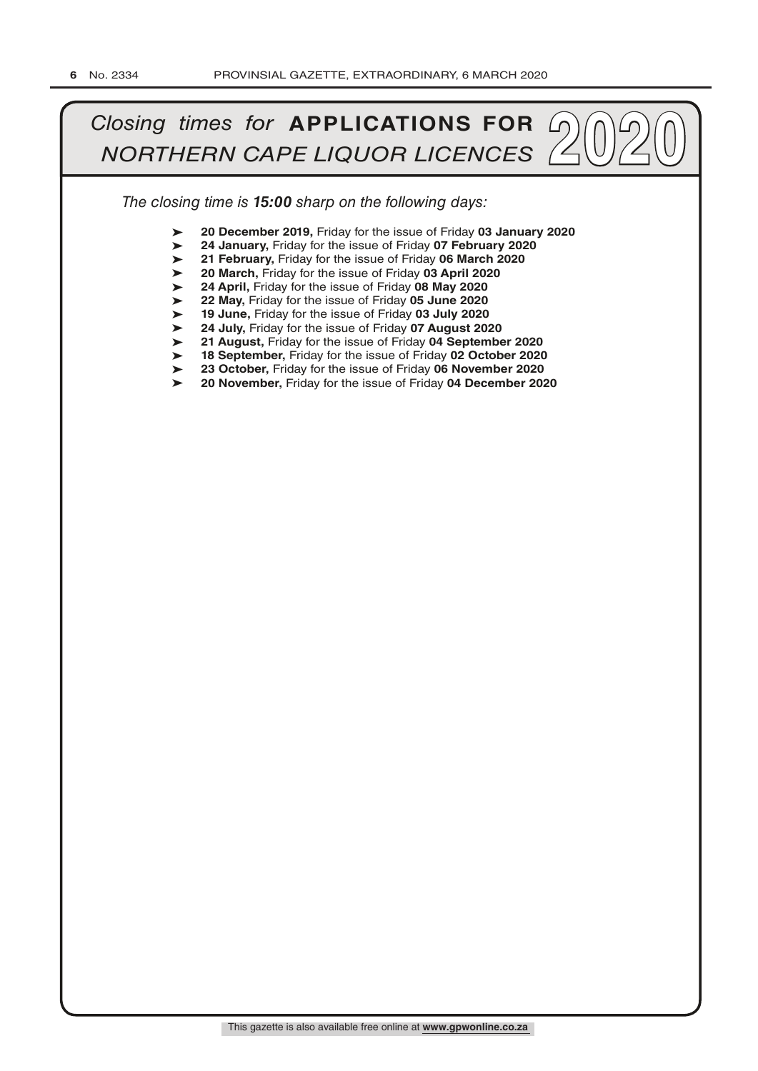# *Closing times for* **APPLICATIONS FOR** *NORTHERN CAPE LIQUOR LICENCES* 2020

*The closing time is **15:00** sharp on the following days:*

- **20 December 2019,** Friday for the issue of Friday **03 January 2020**
- **24 January,** Friday for the issue of Friday **07 February 2020**
- **21 February,** Friday for the issue of Friday **06 March 2020**
- **20 March,** Friday for the issue of Friday **03 April 2020**
- **24 April,** Friday for the issue of Friday **08 May 2020**
- **22 May,** Friday for the issue of Friday **05 June 2020**
- **19 June,** Friday for the issue of Friday **03 July 2020**
- **24 July,** Friday for the issue of Friday **07 August 2020**
- **21 August,** Friday for the issue of Friday **04 September 2020**
- **18 September,** Friday for the issue of Friday **02 October 2020**
- **23 October,** Friday for the issue of Friday **06 November 2020**
- **20 November,** Friday for the issue of Friday **04 December 2020**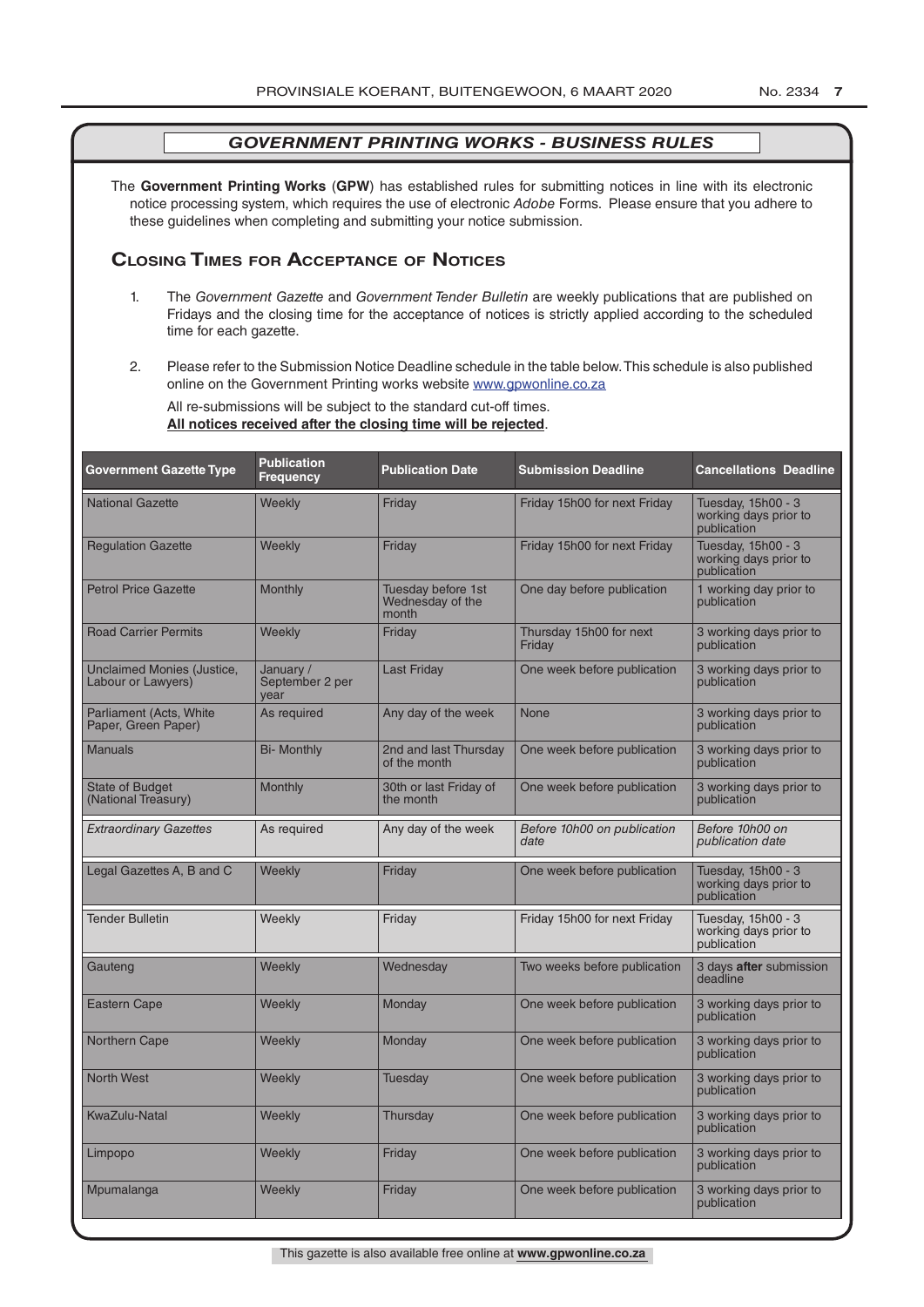## *GOVERNMENT PRINTING WORKS - BUSINESS RULES*

The **Government Printing Works** (**GPW**) has established rules for submitting notices in line with its electronic notice processing system, which requires the use of electronic *Adobe* Forms. Please ensure that you adhere to these guidelines when completing and submitting your notice submission.

## Closing Times for Acceptance of Notices

1. The *Government Gazette* and *Government Tender Bulletin* are weekly publications that are published on Fridays and the closing time for the acceptance of notices is strictly applied according to the scheduled time for each gazette.

2. Please refer to the Submission Notice Deadline schedule in the table below. This schedule is also published online on the Government Printing works website www.gpwonline.co.za

   All re-submissions will be subject to the standard cut-off times.
   **All notices received after the closing time will be rejected**.

| Government Gazette Type | Publication Frequency | Publication Date | Submission Deadline | Cancellations Deadline |
|---|---|---|---|---|
| National Gazette | Weekly | Friday | Friday 15h00 for next Friday | Tuesday, 15h00 - 3 working days prior to publication |
| Regulation Gazette | Weekly | Friday | Friday 15h00 for next Friday | Tuesday, 15h00 - 3 working days prior to publication |
| Petrol Price Gazette | Monthly | Tuesday before 1st Wednesday of the month | One day before publication | 1 working day prior to publication |
| Road Carrier Permits | Weekly | Friday | Thursday 15h00 for next Friday | 3 working days prior to publication |
| Unclaimed Monies (Justice, Labour or Lawyers) | January / September 2 per year | Last Friday | One week before publication | 3 working days prior to publication |
| Parliament (Acts, White Paper, Green Paper) | As required | Any day of the week | None | 3 working days prior to publication |
| Manuals | Bi- Monthly | 2nd and last Thursday of the month | One week before publication | 3 working days prior to publication |
| State of Budget (National Treasury) | Monthly | 30th or last Friday of the month | One week before publication | 3 working days prior to publication |
| *Extraordinary Gazettes* | As required | Any day of the week | *Before 10h00 on publication date* | *Before 10h00 on publication date* |
| Legal Gazettes A, B and C | Weekly | Friday | One week before publication | Tuesday, 15h00 - 3 working days prior to publication |
| Tender Bulletin | Weekly | Friday | Friday 15h00 for next Friday | Tuesday, 15h00 - 3 working days prior to publication |
| Gauteng | Weekly | Wednesday | Two weeks before publication | 3 days **after** submission deadline |
| Eastern Cape | Weekly | Monday | One week before publication | 3 working days prior to publication |
| Northern Cape | Weekly | Monday | One week before publication | 3 working days prior to publication |
| North West | Weekly | Tuesday | One week before publication | 3 working days prior to publication |
| KwaZulu-Natal | Weekly | Thursday | One week before publication | 3 working days prior to publication |
| Limpopo | Weekly | Friday | One week before publication | 3 working days prior to publication |
| Mpumalanga | Weekly | Friday | One week before publication | 3 working days prior to publication |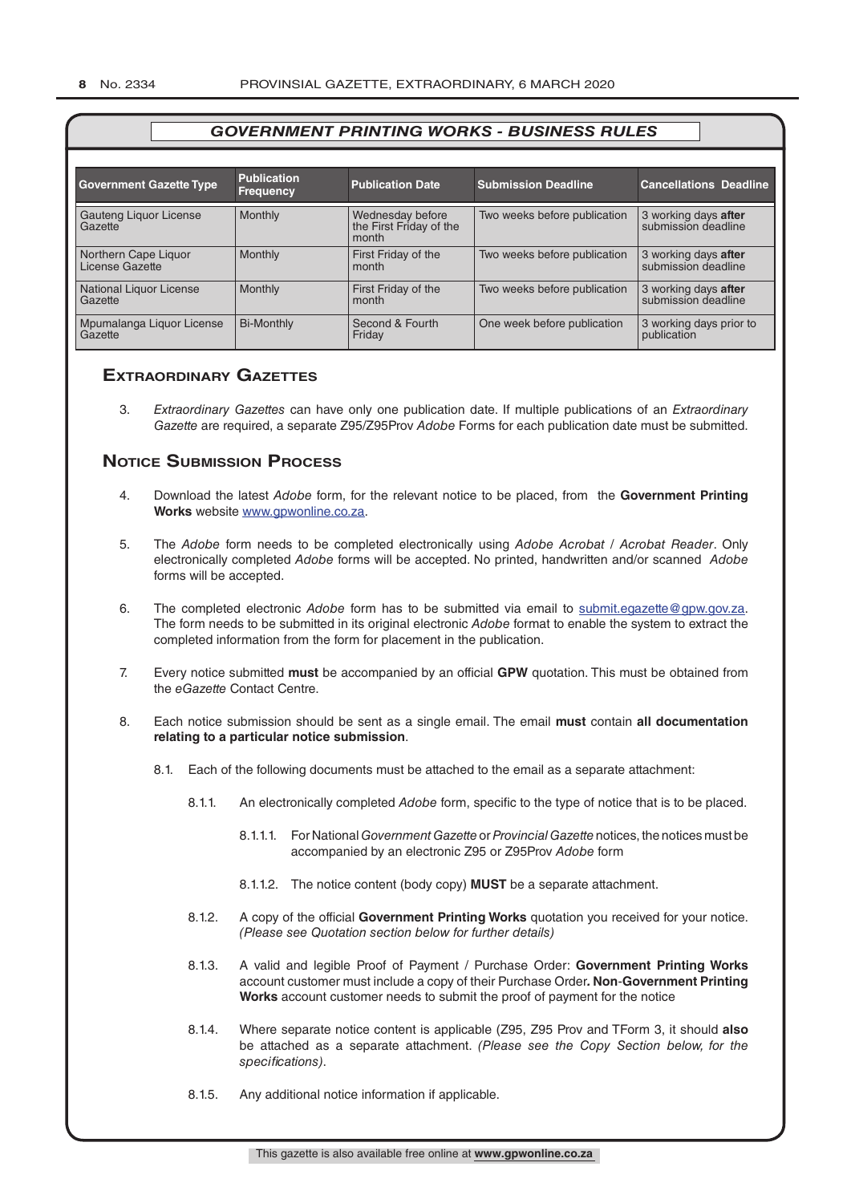## GOVERNMENT PRINTING WORKS - BUSINESS RULES

| Government Gazette Type | Publication Frequency | Publication Date | Submission Deadline | Cancellations Deadline |
|---|---|---|---|---|
| Gauteng Liquor License Gazette | Monthly | Wednesday before the First Friday of the month | Two weeks before publication | 3 working days **after** submission deadline |
| Northern Cape Liquor License Gazette | Monthly | First Friday of the month | Two weeks before publication | 3 working days **after** submission deadline |
| National Liquor License Gazette | Monthly | First Friday of the month | Two weeks before publication | 3 working days **after** submission deadline |
| Mpumalanga Liquor License Gazette | Bi-Monthly | Second & Fourth Friday | One week before publication | 3 working days prior to publication |

## Extraordinary Gazettes

3. *Extraordinary Gazettes* can have only one publication date. If multiple publications of an *Extraordinary Gazette* are required, a separate Z95/Z95Prov *Adobe* Forms for each publication date must be submitted.

## Notice Submission Process

4. Download the latest *Adobe* form, for the relevant notice to be placed, from the **Government Printing Works** website www.gpwonline.co.za.

5. The *Adobe* form needs to be completed electronically using *Adobe Acrobat* / *Acrobat Reader*. Only electronically completed *Adobe* forms will be accepted. No printed, handwritten and/or scanned *Adobe* forms will be accepted.

6. The completed electronic *Adobe* form has to be submitted via email to submit.egazette@gpw.gov.za. The form needs to be submitted in its original electronic *Adobe* format to enable the system to extract the completed information from the form for placement in the publication.

7. Every notice submitted **must** be accompanied by an official **GPW** quotation. This must be obtained from the *eGazette* Contact Centre.

8. Each notice submission should be sent as a single email. The email **must** contain **all documentation relating to a particular notice submission**.

   8.1. Each of the following documents must be attached to the email as a separate attachment:

      8.1.1. An electronically completed *Adobe* form, specific to the type of notice that is to be placed.

         8.1.1.1. For National *Government Gazette* or *Provincial Gazette* notices, the notices must be accompanied by an electronic Z95 or Z95Prov *Adobe* form

         8.1.1.2. The notice content (body copy) **MUST** be a separate attachment.

      8.1.2. A copy of the official **Government Printing Works** quotation you received for your notice. *(Please see Quotation section below for further details)*

      8.1.3. A valid and legible Proof of Payment / Purchase Order: **Government Printing Works** account customer must include a copy of their Purchase Order**. Non**-**Government Printing Works** account customer needs to submit the proof of payment for the notice

      8.1.4. Where separate notice content is applicable (Z95, Z95 Prov and TForm 3, it should **also** be attached as a separate attachment. *(Please see the Copy Section below, for the specifications)*.

      8.1.5. Any additional notice information if applicable.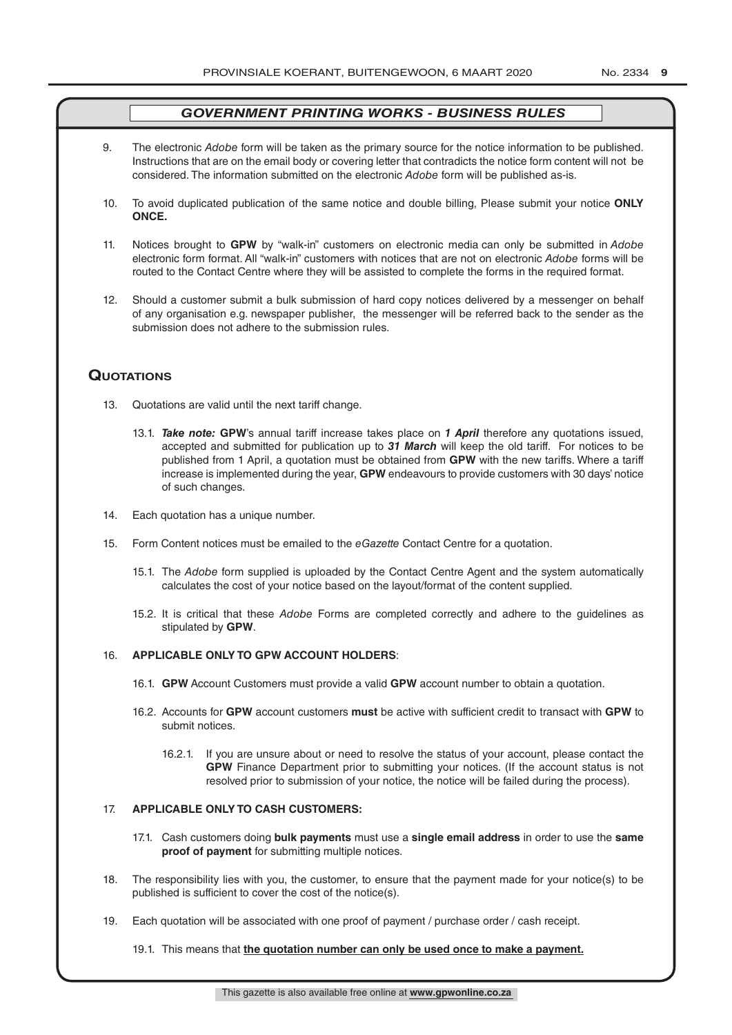## *GOVERNMENT PRINTING WORKS - BUSINESS RULES*

9. The electronic *Adobe* form will be taken as the primary source for the notice information to be published. Instructions that are on the email body or covering letter that contradicts the notice form content will not be considered. The information submitted on the electronic *Adobe* form will be published as-is.

10. To avoid duplicated publication of the same notice and double billing, Please submit your notice **ONLY ONCE.**

11. Notices brought to **GPW** by "walk-in" customers on electronic media can only be submitted in *Adobe* electronic form format. All "walk-in" customers with notices that are not on electronic *Adobe* forms will be routed to the Contact Centre where they will be assisted to complete the forms in the required format.

12. Should a customer submit a bulk submission of hard copy notices delivered by a messenger on behalf of any organisation e.g. newspaper publisher, the messenger will be referred back to the sender as the submission does not adhere to the submission rules.

## Quotations

13. Quotations are valid until the next tariff change.

    13.1. ***Take note:*** **GPW**'s annual tariff increase takes place on ***1 April*** therefore any quotations issued, accepted and submitted for publication up to ***31 March*** will keep the old tariff. For notices to be published from 1 April, a quotation must be obtained from **GPW** with the new tariffs. Where a tariff increase is implemented during the year, **GPW** endeavours to provide customers with 30 days' notice of such changes.

14. Each quotation has a unique number.

15. Form Content notices must be emailed to the *eGazette* Contact Centre for a quotation.

    15.1. The *Adobe* form supplied is uploaded by the Contact Centre Agent and the system automatically calculates the cost of your notice based on the layout/format of the content supplied.

    15.2. It is critical that these *Adobe* Forms are completed correctly and adhere to the guidelines as stipulated by **GPW**.

16. **APPLICABLE ONLY TO GPW ACCOUNT HOLDERS**:

    16.1. **GPW** Account Customers must provide a valid **GPW** account number to obtain a quotation.

    16.2. Accounts for **GPW** account customers **must** be active with sufficient credit to transact with **GPW** to submit notices.

        16.2.1. If you are unsure about or need to resolve the status of your account, please contact the **GPW** Finance Department prior to submitting your notices. (If the account status is not resolved prior to submission of your notice, the notice will be failed during the process).

17. **APPLICABLE ONLY TO CASH CUSTOMERS:**

    17.1. Cash customers doing **bulk payments** must use a **single email address** in order to use the **same proof of payment** for submitting multiple notices.

18. The responsibility lies with you, the customer, to ensure that the payment made for your notice(s) to be published is sufficient to cover the cost of the notice(s).

19. Each quotation will be associated with one proof of payment / purchase order / cash receipt.

    19.1. This means that **the quotation number can only be used once to make a payment.**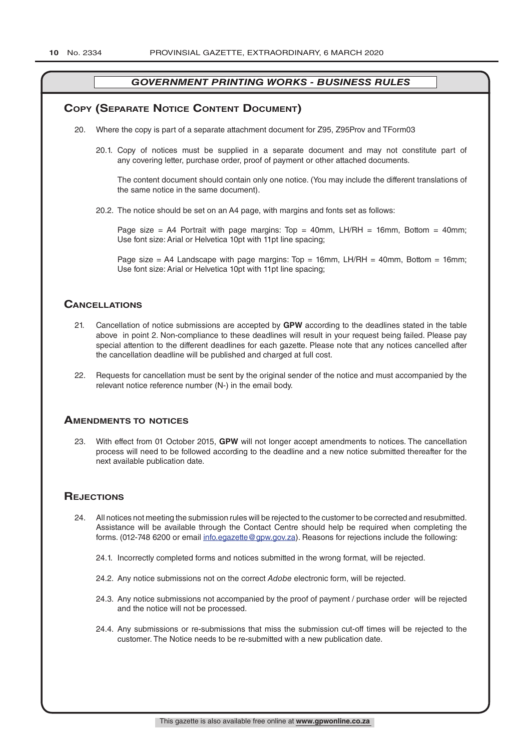## *GOVERNMENT PRINTING WORKS - BUSINESS RULES*

### Copy (Separate Notice Content Document)

20. Where the copy is part of a separate attachment document for Z95, Z95Prov and TForm03

    20.1. Copy of notices must be supplied in a separate document and may not constitute part of any covering letter, purchase order, proof of payment or other attached documents.

    The content document should contain only one notice. (You may include the different translations of the same notice in the same document).

    20.2. The notice should be set on an A4 page, with margins and fonts set as follows:

    Page size = A4 Portrait with page margins: Top = 40mm, LH/RH = 16mm, Bottom = 40mm; Use font size: Arial or Helvetica 10pt with 11pt line spacing;

    Page size = A4 Landscape with page margins: Top = 16mm, LH/RH = 40mm, Bottom = 16mm; Use font size: Arial or Helvetica 10pt with 11pt line spacing;

### Cancellations

21. Cancellation of notice submissions are accepted by **GPW** according to the deadlines stated in the table above in point 2. Non-compliance to these deadlines will result in your request being failed. Please pay special attention to the different deadlines for each gazette. Please note that any notices cancelled after the cancellation deadline will be published and charged at full cost.

22. Requests for cancellation must be sent by the original sender of the notice and must accompanied by the relevant notice reference number (N-) in the email body.

### Amendments to notices

23. With effect from 01 October 2015, **GPW** will not longer accept amendments to notices. The cancellation process will need to be followed according to the deadline and a new notice submitted thereafter for the next available publication date.

### Rejections

24. All notices not meeting the submission rules will be rejected to the customer to be corrected and resubmitted. Assistance will be available through the Contact Centre should help be required when completing the forms. (012-748 6200 or email info.egazette@gpw.gov.za). Reasons for rejections include the following:

    24.1. Incorrectly completed forms and notices submitted in the wrong format, will be rejected.

    24.2. Any notice submissions not on the correct *Adobe* electronic form, will be rejected.

    24.3. Any notice submissions not accompanied by the proof of payment / purchase order will be rejected and the notice will not be processed.

    24.4. Any submissions or re-submissions that miss the submission cut-off times will be rejected to the customer. The Notice needs to be re-submitted with a new publication date.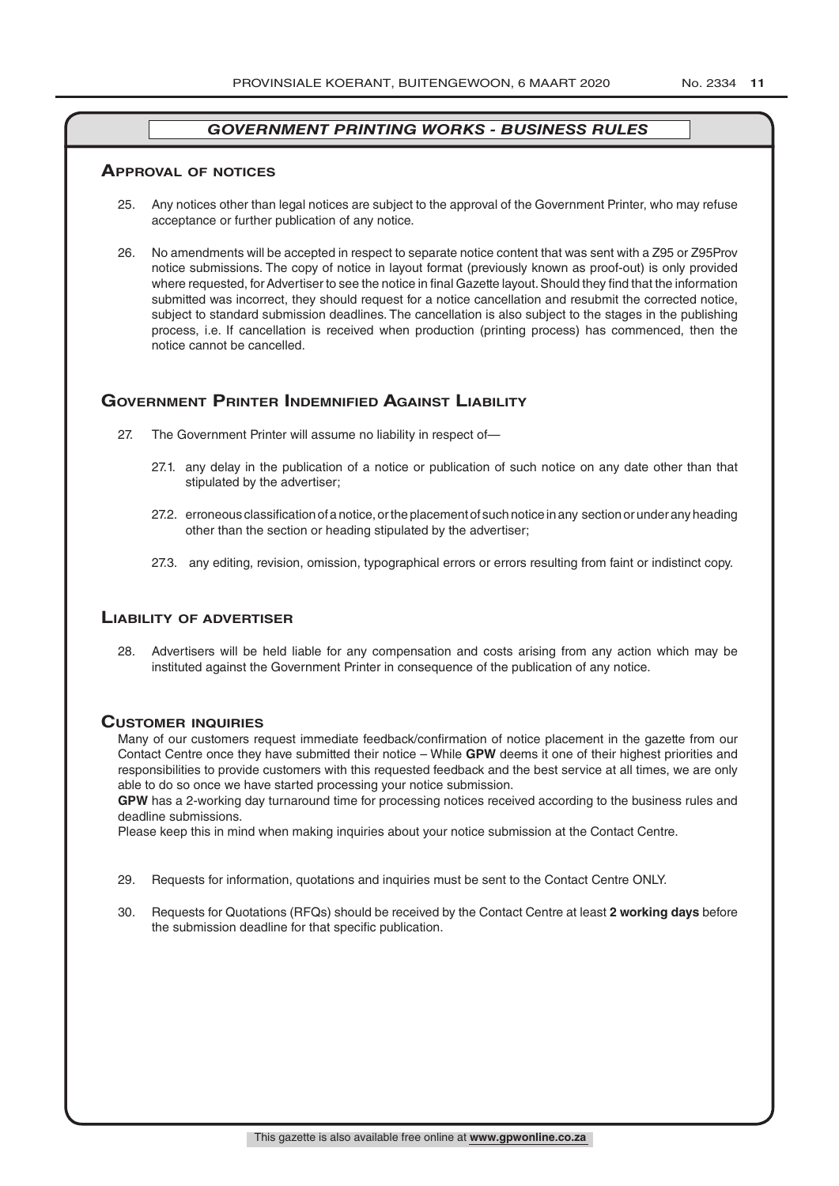## *GOVERNMENT PRINTING WORKS - BUSINESS RULES*

### Approval of notices

25. Any notices other than legal notices are subject to the approval of the Government Printer, who may refuse acceptance or further publication of any notice.

26. No amendments will be accepted in respect to separate notice content that was sent with a Z95 or Z95Prov notice submissions. The copy of notice in layout format (previously known as proof-out) is only provided where requested, for Advertiser to see the notice in final Gazette layout. Should they find that the information submitted was incorrect, they should request for a notice cancellation and resubmit the corrected notice, subject to standard submission deadlines. The cancellation is also subject to the stages in the publishing process, i.e. If cancellation is received when production (printing process) has commenced, then the notice cannot be cancelled.

### Government Printer Indemnified Against Liability

27. The Government Printer will assume no liability in respect of—

    27.1. any delay in the publication of a notice or publication of such notice on any date other than that stipulated by the advertiser;

    27.2. erroneous classification of a notice, or the placement of such notice in any section or under any heading other than the section or heading stipulated by the advertiser;

    27.3. any editing, revision, omission, typographical errors or errors resulting from faint or indistinct copy.

### Liability of advertiser

28. Advertisers will be held liable for any compensation and costs arising from any action which may be instituted against the Government Printer in consequence of the publication of any notice.

### Customer inquiries

Many of our customers request immediate feedback/confirmation of notice placement in the gazette from our Contact Centre once they have submitted their notice – While **GPW** deems it one of their highest priorities and responsibilities to provide customers with this requested feedback and the best service at all times, we are only able to do so once we have started processing your notice submission.

**GPW** has a 2-working day turnaround time for processing notices received according to the business rules and deadline submissions.

Please keep this in mind when making inquiries about your notice submission at the Contact Centre.

29. Requests for information, quotations and inquiries must be sent to the Contact Centre ONLY.

30. Requests for Quotations (RFQs) should be received by the Contact Centre at least **2 working days** before the submission deadline for that specific publication.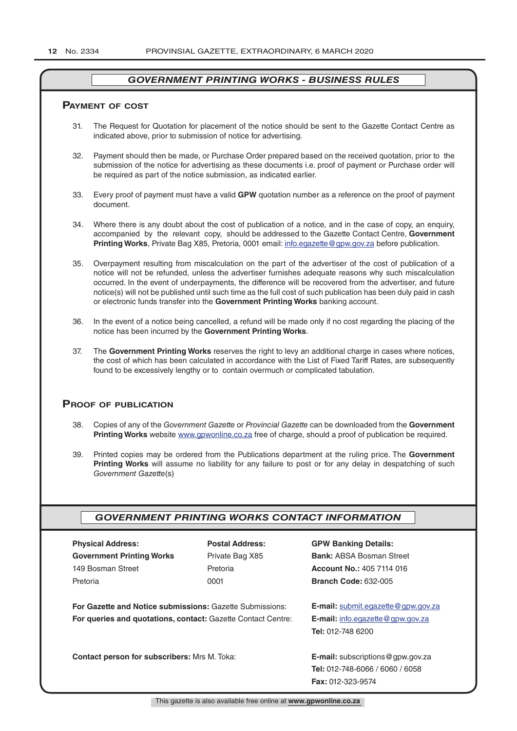## *GOVERNMENT PRINTING WORKS - BUSINESS RULES*

### Payment of cost

31. The Request for Quotation for placement of the notice should be sent to the Gazette Contact Centre as indicated above, prior to submission of notice for advertising.

32. Payment should then be made, or Purchase Order prepared based on the received quotation, prior to the submission of the notice for advertising as these documents i.e. proof of payment or Purchase order will be required as part of the notice submission, as indicated earlier.

33. Every proof of payment must have a valid **GPW** quotation number as a reference on the proof of payment document.

34. Where there is any doubt about the cost of publication of a notice, and in the case of copy, an enquiry, accompanied by the relevant copy, should be addressed to the Gazette Contact Centre, **Government Printing Works**, Private Bag X85, Pretoria, 0001 email: info.egazette@gpw.gov.za before publication.

35. Overpayment resulting from miscalculation on the part of the advertiser of the cost of publication of a notice will not be refunded, unless the advertiser furnishes adequate reasons why such miscalculation occurred. In the event of underpayments, the difference will be recovered from the advertiser, and future notice(s) will not be published until such time as the full cost of such publication has been duly paid in cash or electronic funds transfer into the **Government Printing Works** banking account.

36. In the event of a notice being cancelled, a refund will be made only if no cost regarding the placing of the notice has been incurred by the **Government Printing Works**.

37. The **Government Printing Works** reserves the right to levy an additional charge in cases where notices, the cost of which has been calculated in accordance with the List of Fixed Tariff Rates, are subsequently found to be excessively lengthy or to contain overmuch or complicated tabulation.

### Proof of publication

38. Copies of any of the *Government Gazette* or *Provincial Gazette* can be downloaded from the **Government Printing Works** website www.gpwonline.co.za free of charge, should a proof of publication be required.

39. Printed copies may be ordered from the Publications department at the ruling price. The **Government Printing Works** will assume no liability for any failure to post or for any delay in despatching of such *Government Gazette*(s)

## *GOVERNMENT PRINTING WORKS CONTACT INFORMATION*

**Physical Address:**
**Government Printing Works**
149 Bosman Street
Pretoria

**Postal Address:**
Private Bag X85
Pretoria
0001

**GPW Banking Details:**
**Bank:** ABSA Bosman Street
**Account No.:** 405 7114 016
**Branch Code:** 632-005

**For Gazette and Notice submissions:** Gazette Submissions: **E-mail:** submit.egazette@gpw.gov.za

**For queries and quotations, contact:** Gazette Contact Centre: **E-mail:** info.egazette@gpw.gov.za
**Tel:** 012-748 6200

**Contact person for subscribers:** Mrs M. Toka: **E-mail:** subscriptions@gpw.gov.za
**Tel:** 012-748-6066 / 6060 / 6058
**Fax:** 012-323-9574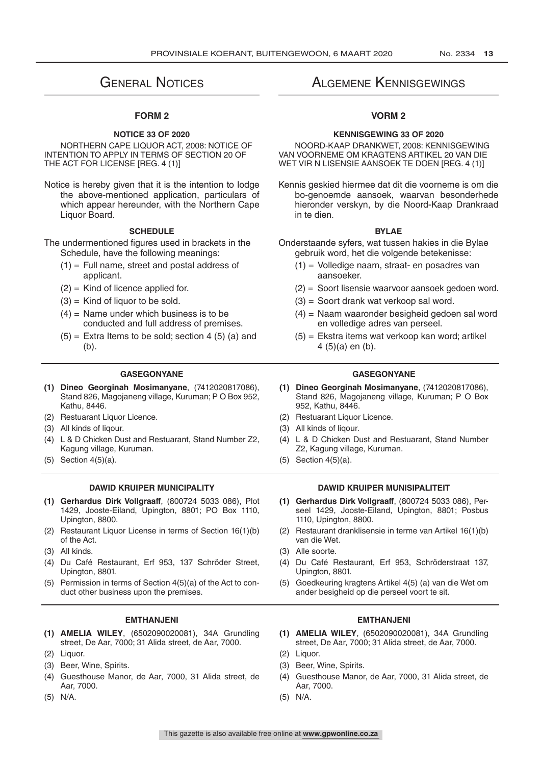# General Notices

## FORM 2

### NOTICE 33 OF 2020

NORTHERN CAPE LIQUOR ACT, 2008: NOTICE OF INTENTION TO APPLY IN TERMS OF SECTION 20 OF THE ACT FOR LICENSE [REG. 4 (1)]

Notice is hereby given that it is the intention to lodge the above-mentioned application, particulars of which appear hereunder, with the Northern Cape Liquor Board.

### SCHEDULE

The undermentioned figures used in brackets in the Schedule, have the following meanings:

(1) = Full name, street and postal address of applicant.

(2) = Kind of licence applied for.

(3) = Kind of liquor to be sold.

(4) = Name under which business is to be conducted and full address of premises.

(5) = Extra Items to be sold; section 4 (5) (a) and (b).

---

### GASEGONYANE

**(1) Dineo Georginah Mosimanyane**, (7412020817086), Stand 826, Magojaneng village, Kuruman; P O Box 952, Kathu, 8446.

(2) Restuarant Liquor Licence.

(3) All kinds of liqour.

(4) L & D Chicken Dust and Restuarant, Stand Number Z2, Kagung village, Kuruman.

(5) Section 4(5)(a).

---

### DAWID KRUIPER MUNICIPALITY

**(1) Gerhardus Dirk Vollgraaff**, (800724 5033 086), Plot 1429, Jooste-Eiland, Upington, 8801; PO Box 1110, Upington, 8800.

(2) Restaurant Liquor License in terms of Section 16(1)(b) of the Act.

(3) All kinds.

(4) Du Café Restaurant, Erf 953, 137 Schröder Street, Upington, 8801.

(5) Permission in terms of Section 4(5)(a) of the Act to conduct other business upon the premises.

---

### EMTHANJENI

**(1) AMELIA WILEY**, (6502090020081), 34A Grundling street, De Aar, 7000; 31 Alida street, de Aar, 7000.

(2) Liquor.

(3) Beer, Wine, Spirits.

(4) Guesthouse Manor, de Aar, 7000, 31 Alida street, de Aar, 7000.

(5) N/A.

---

# Algemene Kennisgewings

## VORM 2

### KENNISGEWING 33 OF 2020

NOORD-KAAP DRANKWET, 2008: KENNISGEWING VAN VOORNEME OM KRAGTENS ARTIKEL 20 VAN DIE WET VIR N LISENSIE AANSOEK TE DOEN [REG. 4 (1)]

Kennis geskied hiermee dat dit die voorneme is om die bo-genoemde aansoek, waarvan besonderhede hieronder verskyn, by die Noord-Kaap Drankraad in te dien.

### BYLAE

Onderstaande syfers, wat tussen hakies in die Bylae gebruik word, het die volgende betekenisse:

(1) = Volledige naam, straat- en posadres van aansoeker.

(2) = Soort lisensie waarvoor aansoek gedoen word.

(3) = Soort drank wat verkoop sal word.

(4) = Naam waaronder besigheid gedoen sal word en volledige adres van perseel.

(5) = Ekstra items wat verkoop kan word; artikel 4 (5)(a) en (b).

---

### GASEGONYANE

**(1) Dineo Georginah Mosimanyane**, (7412020817086), Stand 826, Magojaneng village, Kuruman; P O Box 952, Kathu, 8446.

(2) Restuarant Liquor Licence.

(3) All kinds of liqour.

(4) L & D Chicken Dust and Restuarant, Stand Number Z2, Kagung village, Kuruman.

(5) Section 4(5)(a).

---

### DAWID KRUIPER MUNISIPALITEIT

**(1) Gerhardus Dirk Vollgraaff**, (800724 5033 086), Perseel 1429, Jooste-Eiland, Upington, 8801; Posbus 1110, Upington, 8800.

(2) Restaurant dranklisensie in terme van Artikel 16(1)(b) van die Wet.

(3) Alle soorte.

(4) Du Café Restaurant, Erf 953, Schröderstraat 137, Upington, 8801.

(5) Goedkeuring kragtens Artikel 4(5) (a) van die Wet om ander besigheid op die perseel voort te sit.

---

### EMTHANJENI

**(1) AMELIA WILEY**, (6502090020081), 34A Grundling street, De Aar, 7000; 31 Alida street, de Aar, 7000.

(2) Liquor.

(3) Beer, Wine, Spirits.

(4) Guesthouse Manor, de Aar, 7000, 31 Alida street, de Aar, 7000.

(5) N/A.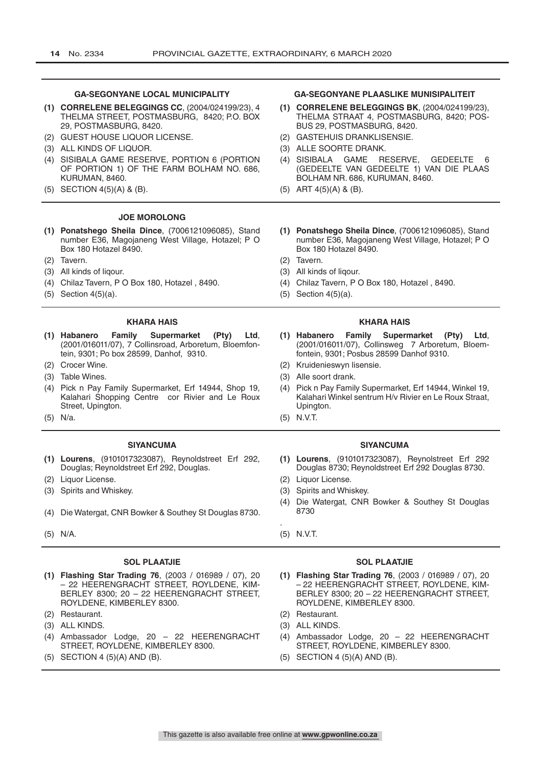### GA-SEGONYANE LOCAL MUNICIPALITY

**(1)** **CORRELENE BELEGGINGS CC**, (2004/024199/23), 4 THELMA STREET, POSTMASBURG, 8420; P.O. BOX 29, POSTMASBURG, 8420.

(2) GUEST HOUSE LIQUOR LICENSE.

(3) ALL KINDS OF LIQUOR.

(4) SISIBALA GAME RESERVE, PORTION 6 (PORTION OF PORTION 1) OF THE FARM BOLHAM NO. 686, KURUMAN, 8460.

(5) SECTION 4(5)(A) & (B).

### GA-SEGONYANE PLAASLIKE MUNISIPALITEIT

**(1)** **CORRELENE BELEGGINGS BK**, (2004/024199/23), THELMA STRAAT 4, POSTMASBURG, 8420; POSBUS 29, POSTMASBURG, 8420.

(2) GASTEHUIS DRANKLISENSIE.

(3) ALLE SOORTE DRANK.

(4) SISIBALA GAME RESERVE, GEDEELTE 6 (GEDEELTE VAN GEDEELTE 1) VAN DIE PLAAS BOLHAM NR. 686, KURUMAN, 8460.

(5) ART 4(5)(A) & (B).

---

### JOE MOROLONG

**(1)** **Ponatshego Sheila Dince**, (7006121096085), Stand number E36, Magojaneng West Village, Hotazel; P O Box 180 Hotazel 8490.

(2) Tavern.

(3) All kinds of liqour.

(4) Chilaz Tavern, P O Box 180, Hotazel , 8490.

(5) Section 4(5)(a).

**(1)** **Ponatshego Sheila Dince**, (7006121096085), Stand number E36, Magojaneng West Village, Hotazel; P O Box 180 Hotazel 8490.

(2) Tavern.

(3) All kinds of liqour.

(4) Chilaz Tavern, P O Box 180, Hotazel , 8490.

(5) Section 4(5)(a).

---

### KHARA HAIS

**(1)** **Habanero Family Supermarket (Pty) Ltd**, (2001/016011/07), 7 Collinsroad, Arboretum, Bloemfontein, 9301; Po box 28599, Danhof, 9310.

(2) Crocer Wine.

(3) Table Wines.

(4) Pick n Pay Family Supermarket, Erf 14944, Shop 19, Kalahari Shopping Centre cor Rivier and Le Roux Street, Upington.

(5) N/a.

### KHARA HAIS

**(1)** **Habanero Family Supermarket (Pty) Ltd**, (2001/016011/07), Collinsweg 7 Arboretum, Bloemfontein, 9301; Posbus 28599 Danhof 9310.

(2) Kruidenieswyn lisensie.

(3) Alle soort drank.

(4) Pick n Pay Family Supermarket, Erf 14944, Winkel 19, Kalahari Winkel sentrum H/v Rivier en Le Roux Straat, Upington.

(5) N.V.T.

---

### SIYANCUMA

**(1)** **Lourens**, (9101017323087), Reynoldstreet Erf 292, Douglas; Reynoldstreet Erf 292, Douglas.

(2) Liquor License.

(3) Spirits and Whiskey.

(4) Die Watergat, CNR Bowker & Southey St Douglas 8730.

(5) N/A.

### SIYANCUMA

**(1)** **Lourens**, (9101017323087), Reynolstreet Erf 292 Douglas 8730; Reynoldstreet Erf 292 Douglas 8730.

(2) Liquor License.

(3) Spirits and Whiskey.

(4) Die Watergat, CNR Bowker & Southey St Douglas 8730

.

(5) N.V.T.

---

### SOL PLAATJIE

**(1)** **Flashing Star Trading 76**, (2003 / 016989 / 07), 20 – 22 HEERENGRACHT STREET, ROYLDENE, KIMBERLEY 8300; 20 – 22 HEERENGRACHT STREET, ROYLDENE, KIMBERLEY 8300.

(2) Restaurant.

(3) ALL KINDS.

(4) Ambassador Lodge, 20 – 22 HEERENGRACHT STREET, ROYLDENE, KIMBERLEY 8300.

(5) SECTION 4 (5)(A) AND (B).

### SOL PLAATJIE

**(1)** **Flashing Star Trading 76**, (2003 / 016989 / 07), 20 – 22 HEERENGRACHT STREET, ROYLDENE, KIMBERLEY 8300; 20 – 22 HEERENGRACHT STREET, ROYLDENE, KIMBERLEY 8300.

(2) Restaurant.

(3) ALL KINDS.

(4) Ambassador Lodge, 20 – 22 HEERENGRACHT STREET, ROYLDENE, KIMBERLEY 8300.

(5) SECTION 4 (5)(A) AND (B).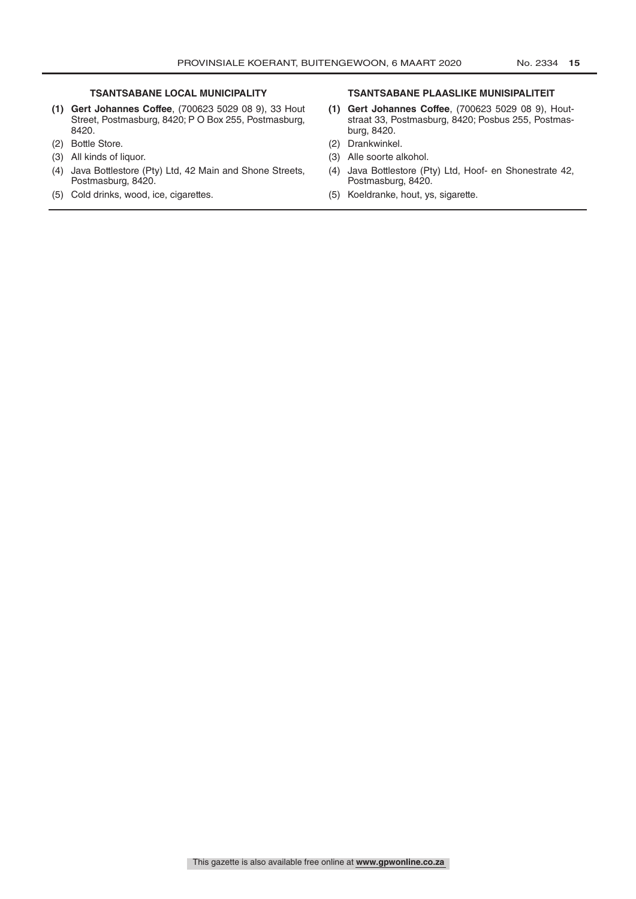### TSANTSABANE LOCAL MUNICIPALITY

**(1) Gert Johannes Coffee**, (700623 5029 08 9), 33 Hout Street, Postmasburg, 8420; P O Box 255, Postmasburg, 8420.

(2) Bottle Store.

(3) All kinds of liquor.

(4) Java Bottlestore (Pty) Ltd, 42 Main and Shone Streets, Postmasburg, 8420.

(5) Cold drinks, wood, ice, cigarettes.

### TSANTSABANE PLAASLIKE MUNISIPALITEIT

**(1) Gert Johannes Coffee**, (700623 5029 08 9), Houtstraat 33, Postmasburg, 8420; Posbus 255, Postmasburg, 8420.

(2) Drankwinkel.

(3) Alle soorte alkohol.

(4) Java Bottlestore (Pty) Ltd, Hoof- en Shonestrate 42, Postmasburg, 8420.

(5) Koeldranke, hout, ys, sigarette.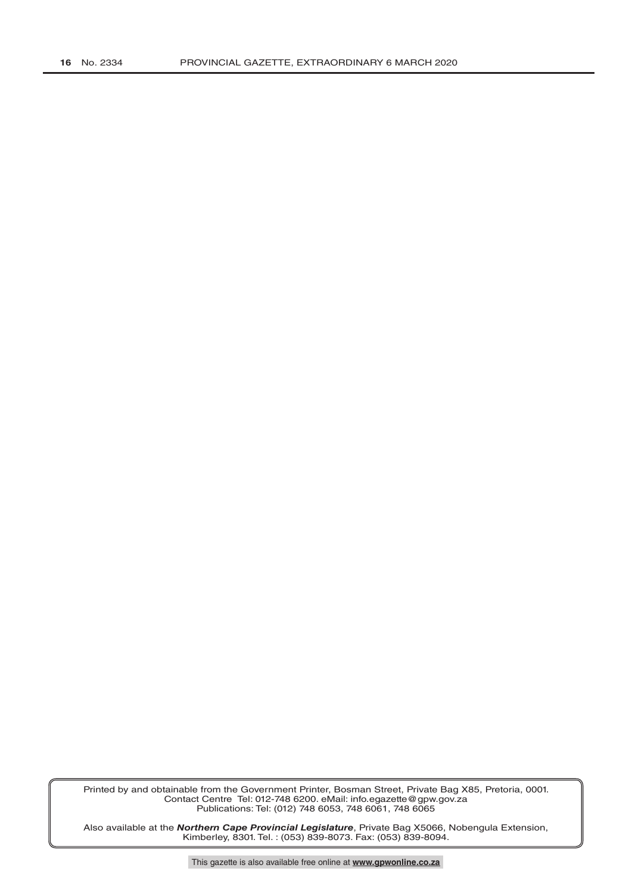Printed by and obtainable from the Government Printer, Bosman Street, Private Bag X85, Pretoria, 0001.
Contact Centre Tel: 012-748 6200. eMail: info.egazette@gpw.gov.za
Publications: Tel: (012) 748 6053, 748 6061, 748 6065

Also available at the ***Northern Cape Provincial Legislature***, Private Bag X5066, Nobengula Extension, Kimberley, 8301. Tel. : (053) 839-8073. Fax: (053) 839-8094.

This gazette is also available free online at **www.gpwonline.co.za**